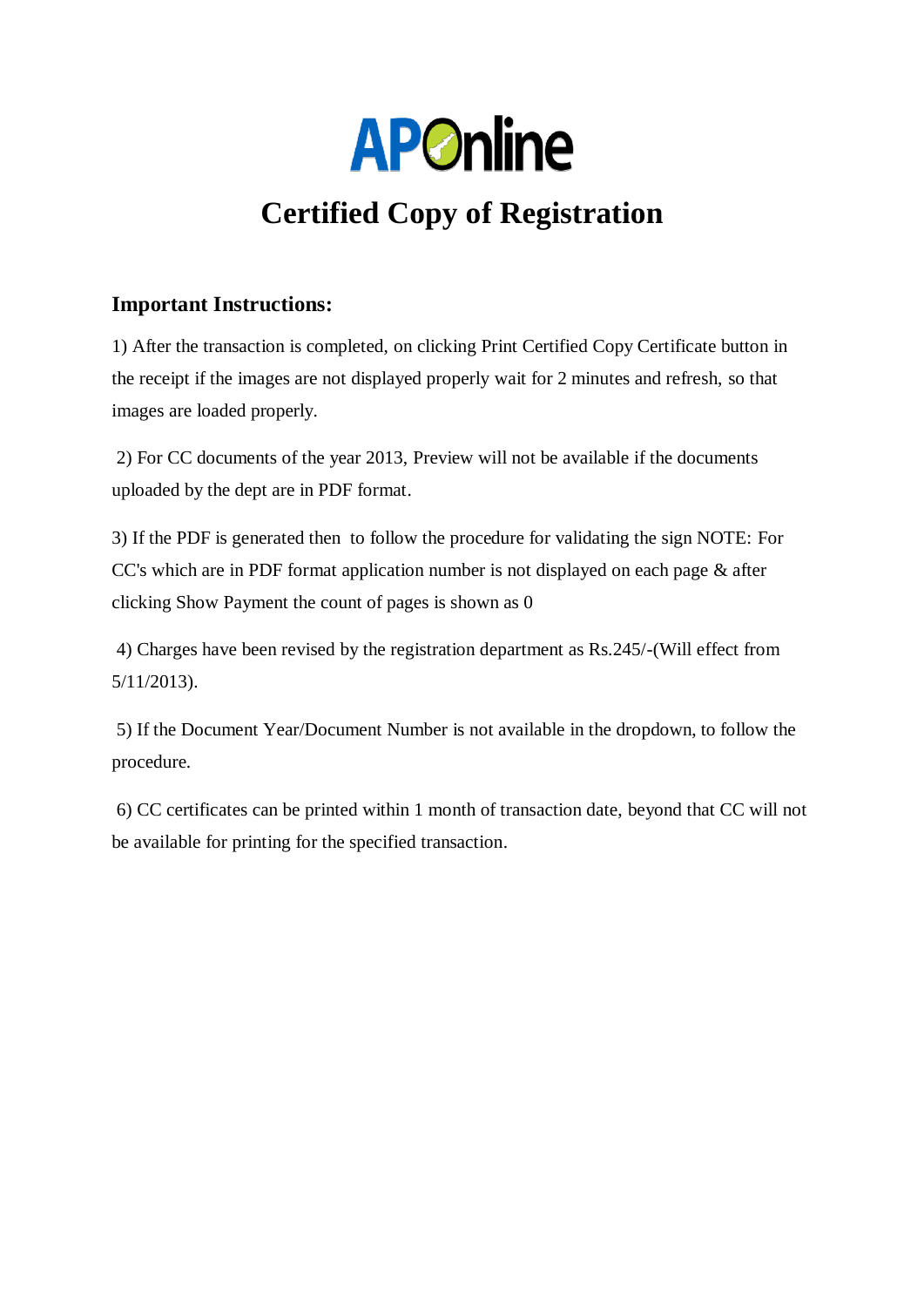# APOnline

# Certified Copy of Registration

## Important Instructions:

1) After the transaction is completed, on clicking Print Certified Copy Certificate button in the receipt if the images are not displayed properly wait for 2 minutes and refresh, so that images are loaded properly.

2) For CC documents of the year 2013, Preview will not be available if the documents uploaded by the dept are in PDF format.

3) If the PDF is generated then to follow the procedure for validating the sign NOTE: For CC's which are in PDF format application number is not displayed on each page & after clicking Show Payment the count of pages is shown as 0

4) Charges have been revised by the registration department as Rs.245/-(Will effect from 5/11/2013).

5) If the Document Year/Document Number is not available in the dropdown, to follow the procedure.

6) CC certificates can be printed within 1 month of transaction date, beyond that CC will not be available for printing for the specified transaction.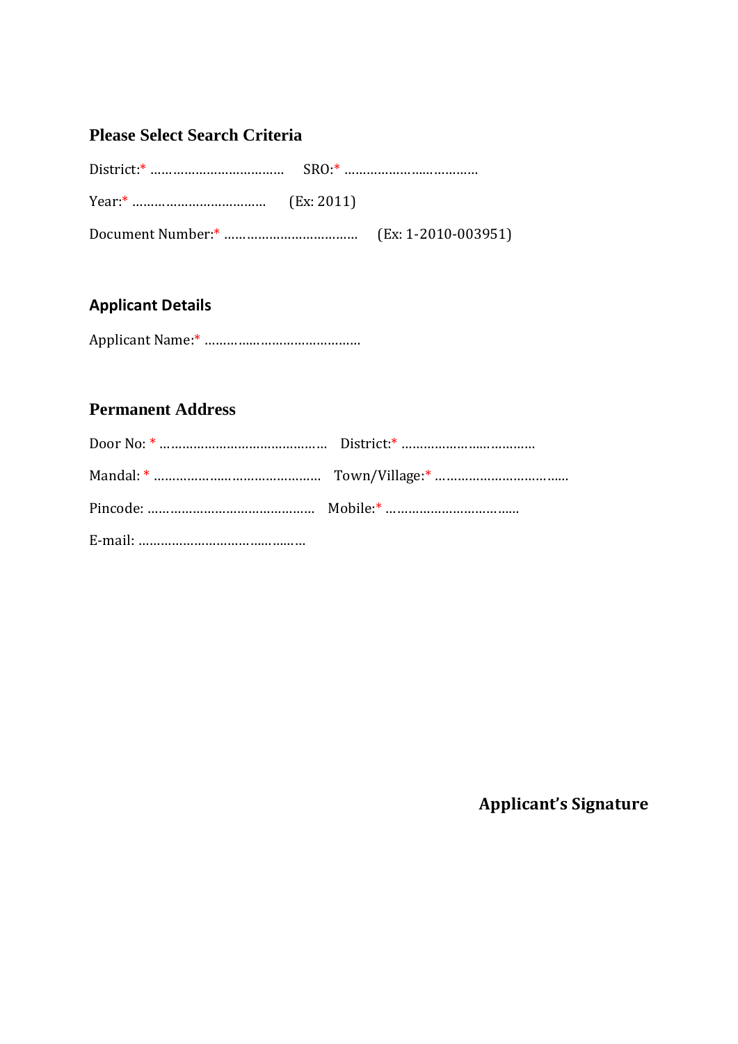## Please Select Search Criteria

District:* ……………………………… SRO:* ………………….…………

Year:* ……………………………… (Ex: 2011)

Document Number:* ……………………………… (Ex: 1-2010-003951)

## Applicant Details

Applicant Name:* ……….…………………………

## Permanent Address

Door No: * …………………………………… District:* ………………….…………

Mandal: * ………….………………………… Town/Village:* ……………………………..

Pincode: ……………………………………… Mobile:* ……………………………..

E-mail: …………………………….…..…

**Applicant's Signature**